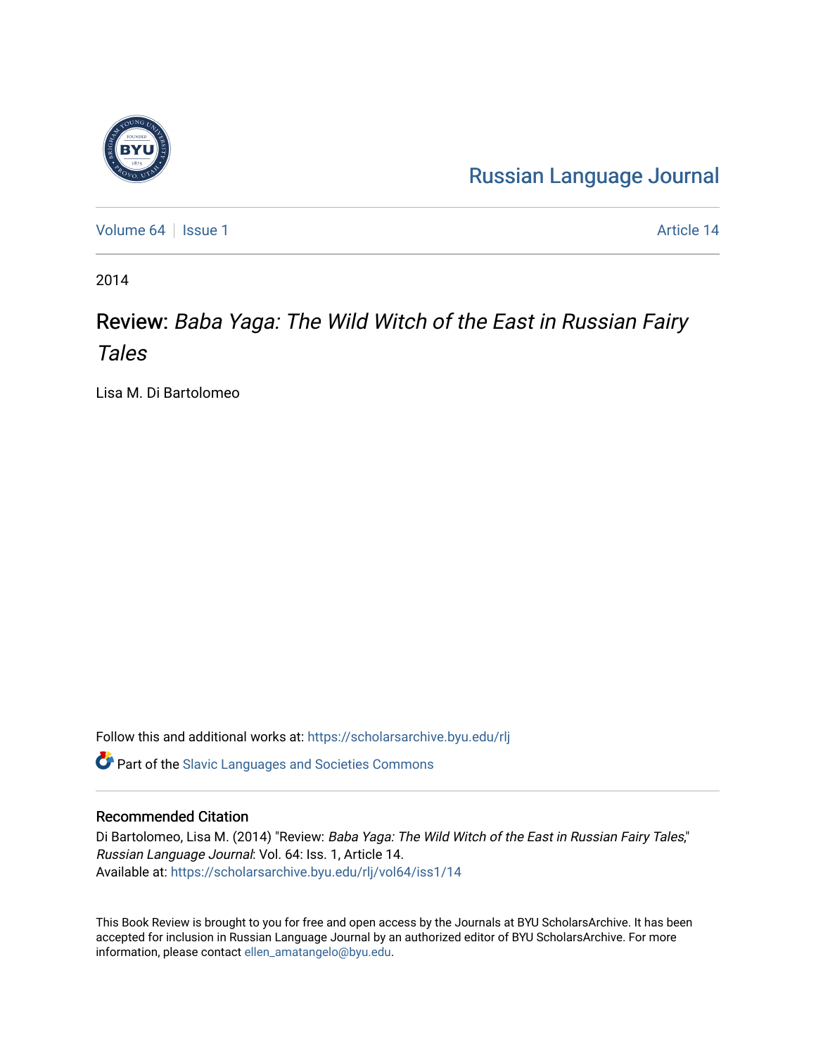Russian Language Journal

Volume 64 | Issue 1 | Article 14

2014

# Review: *Baba Yaga: The Wild Witch of the East in Russian Fairy Tales*

Lisa M. Di Bartolomeo

Follow this and additional works at: https://scholarsarchive.byu.edu/rlj

Part of the Slavic Languages and Societies Commons

## Recommended Citation

Di Bartolomeo, Lisa M. (2014) "Review: *Baba Yaga: The Wild Witch of the East in Russian Fairy Tales*," *Russian Language Journal*: Vol. 64: Iss. 1, Article 14.
Available at: https://scholarsarchive.byu.edu/rlj/vol64/iss1/14

This Book Review is brought to you for free and open access by the Journals at BYU ScholarsArchive. It has been accepted for inclusion in Russian Language Journal by an authorized editor of BYU ScholarsArchive. For more information, please contact ellen_amatangelo@byu.edu.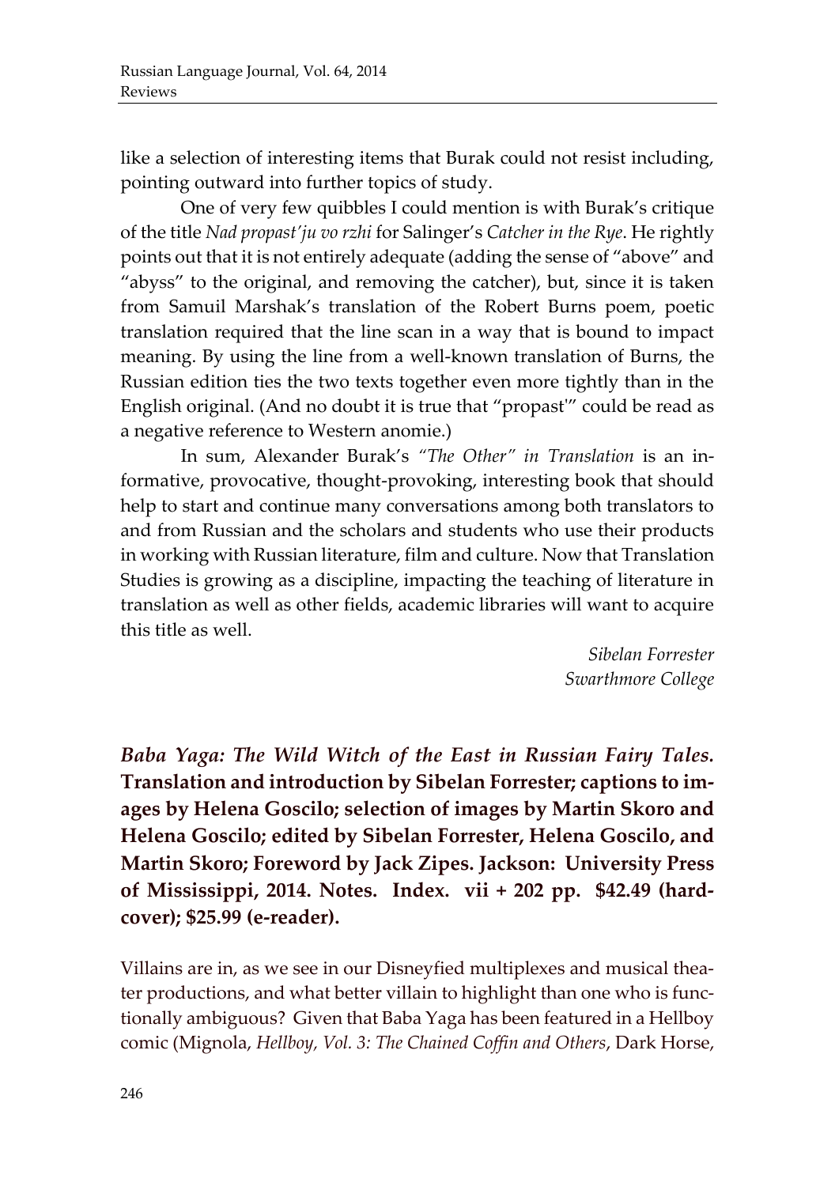like a selection of interesting items that Burak could not resist including, pointing outward into further topics of study.

One of very few quibbles I could mention is with Burak's critique of the title *Nad propast'ju vo rzhi* for Salinger's *Catcher in the Rye*. He rightly points out that it is not entirely adequate (adding the sense of "above" and "abyss" to the original, and removing the catcher), but, since it is taken from Samuil Marshak's translation of the Robert Burns poem, poetic translation required that the line scan in a way that is bound to impact meaning. By using the line from a well-known translation of Burns, the Russian edition ties the two texts together even more tightly than in the English original. (And no doubt it is true that "propast'" could be read as a negative reference to Western anomie.)

In sum, Alexander Burak's *"The Other" in Translation* is an informative, provocative, thought-provoking, interesting book that should help to start and continue many conversations among both translators to and from Russian and the scholars and students who use their products in working with Russian literature, film and culture. Now that Translation Studies is growing as a discipline, impacting the teaching of literature in translation as well as other fields, academic libraries will want to acquire this title as well.

*Sibelan Forrester*
*Swarthmore College*

***Baba Yaga: The Wild Witch of the East in Russian Fairy Tales.* Translation and introduction by Sibelan Forrester; captions to images by Helena Goscilo; selection of images by Martin Skoro and Helena Goscilo; edited by Sibelan Forrester, Helena Goscilo, and Martin Skoro; Foreword by Jack Zipes. Jackson: University Press of Mississippi, 2014. Notes. Index. vii + 202 pp. $42.49 (hardcover); $25.99 (e-reader).**

Villains are in, as we see in our Disneyfied multiplexes and musical theater productions, and what better villain to highlight than one who is functionally ambiguous? Given that Baba Yaga has been featured in a Hellboy comic (Mignola, *Hellboy, Vol. 3: The Chained Coffin and Others*, Dark Horse,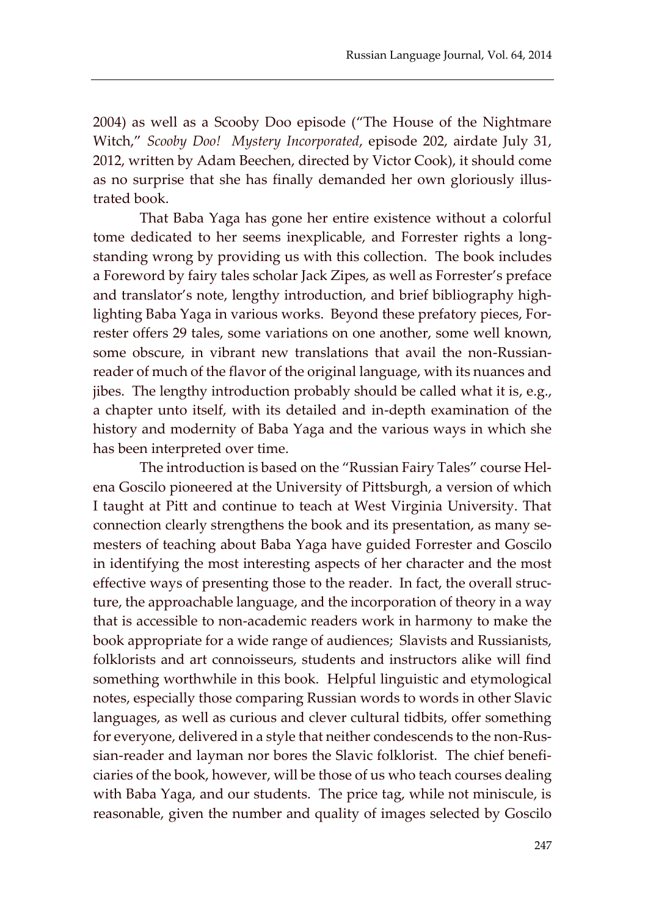2004) as well as a Scooby Doo episode ("The House of the Nightmare Witch," *Scooby Doo! Mystery Incorporated*, episode 202, airdate July 31, 2012, written by Adam Beechen, directed by Victor Cook), it should come as no surprise that she has finally demanded her own gloriously illustrated book.

That Baba Yaga has gone her entire existence without a colorful tome dedicated to her seems inexplicable, and Forrester rights a long-standing wrong by providing us with this collection. The book includes a Foreword by fairy tales scholar Jack Zipes, as well as Forrester's preface and translator's note, lengthy introduction, and brief bibliography highlighting Baba Yaga in various works. Beyond these prefatory pieces, Forrester offers 29 tales, some variations on one another, some well known, some obscure, in vibrant new translations that avail the non-Russian-reader of much of the flavor of the original language, with its nuances and jibes. The lengthy introduction probably should be called what it is, e.g., a chapter unto itself, with its detailed and in-depth examination of the history and modernity of Baba Yaga and the various ways in which she has been interpreted over time.

The introduction is based on the "Russian Fairy Tales" course Helena Goscilo pioneered at the University of Pittsburgh, a version of which I taught at Pitt and continue to teach at West Virginia University. That connection clearly strengthens the book and its presentation, as many semesters of teaching about Baba Yaga have guided Forrester and Goscilo in identifying the most interesting aspects of her character and the most effective ways of presenting those to the reader. In fact, the overall structure, the approachable language, and the incorporation of theory in a way that is accessible to non-academic readers work in harmony to make the book appropriate for a wide range of audiences; Slavists and Russianists, folklorists and art connoisseurs, students and instructors alike will find something worthwhile in this book. Helpful linguistic and etymological notes, especially those comparing Russian words to words in other Slavic languages, as well as curious and clever cultural tidbits, offer something for everyone, delivered in a style that neither condescends to the non-Russian-reader and layman nor bores the Slavic folklorist. The chief beneficiaries of the book, however, will be those of us who teach courses dealing with Baba Yaga, and our students. The price tag, while not miniscule, is reasonable, given the number and quality of images selected by Goscilo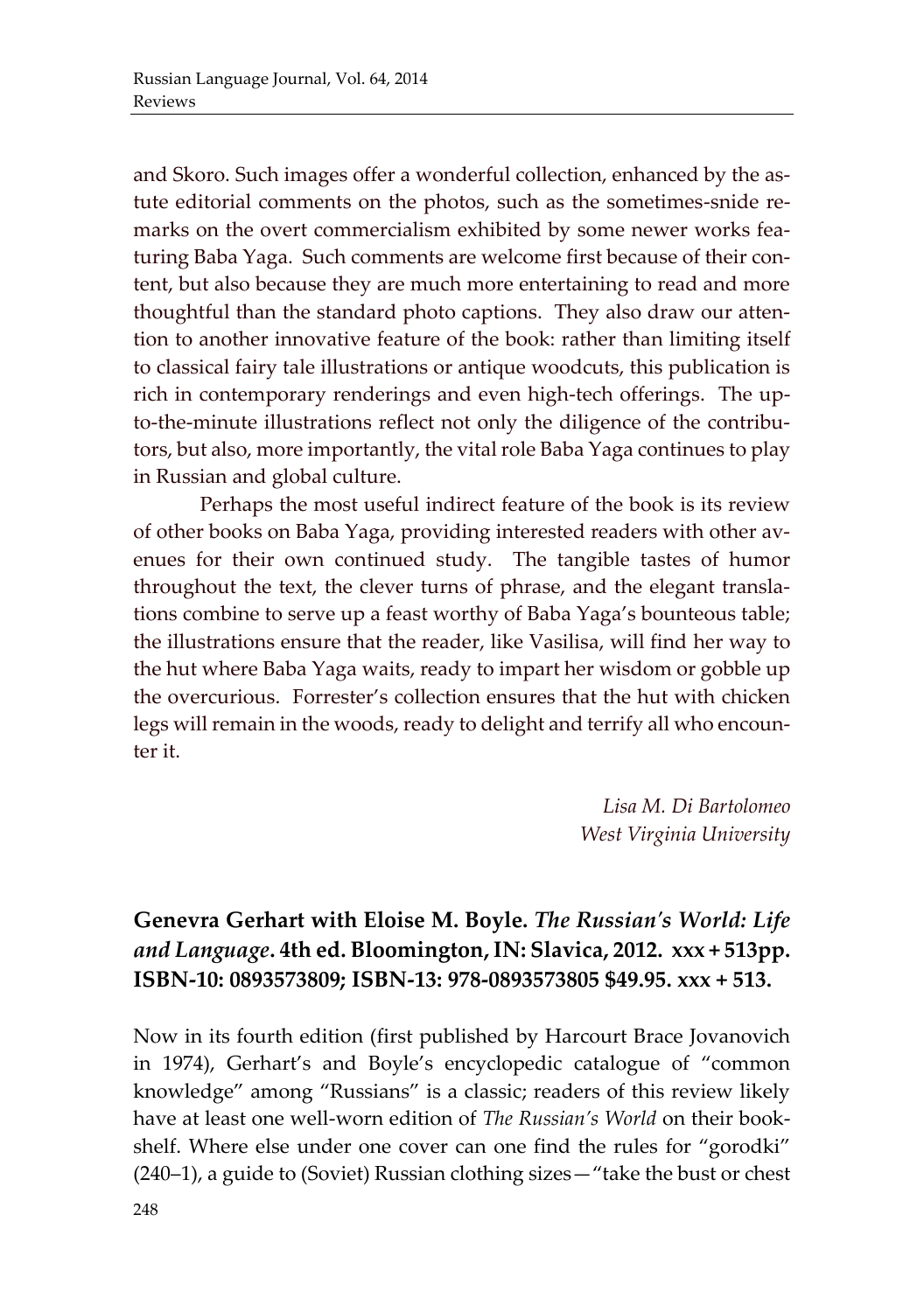and Skoro. Such images offer a wonderful collection, enhanced by the astute editorial comments on the photos, such as the sometimes-snide remarks on the overt commercialism exhibited by some newer works featuring Baba Yaga. Such comments are welcome first because of their content, but also because they are much more entertaining to read and more thoughtful than the standard photo captions. They also draw our attention to another innovative feature of the book: rather than limiting itself to classical fairy tale illustrations or antique woodcuts, this publication is rich in contemporary renderings and even high-tech offerings. The up-to-the-minute illustrations reflect not only the diligence of the contributors, but also, more importantly, the vital role Baba Yaga continues to play in Russian and global culture.

Perhaps the most useful indirect feature of the book is its review of other books on Baba Yaga, providing interested readers with other avenues for their own continued study. The tangible tastes of humor throughout the text, the clever turns of phrase, and the elegant translations combine to serve up a feast worthy of Baba Yaga's bounteous table; the illustrations ensure that the reader, like Vasilisa, will find her way to the hut where Baba Yaga waits, ready to impart her wisdom or gobble up the overcurious. Forrester's collection ensures that the hut with chicken legs will remain in the woods, ready to delight and terrify all who encounter it.

*Lisa M. Di Bartolomeo*
*West Virginia University*

**Genevra Gerhart with Eloise M. Boyle. *The Russian's World: Life and Language*. 4th ed. Bloomington, IN: Slavica, 2012. xxx + 513pp. ISBN-10: 0893573809; ISBN-13: 978-0893573805 $49.95. xxx + 513.**

Now in its fourth edition (first published by Harcourt Brace Jovanovich in 1974), Gerhart's and Boyle's encyclopedic catalogue of "common knowledge" among "Russians" is a classic; readers of this review likely have at least one well-worn edition of *The Russian's World* on their bookshelf. Where else under one cover can one find the rules for "gorodki" (240–1), a guide to (Soviet) Russian clothing sizes—"take the bust or chest